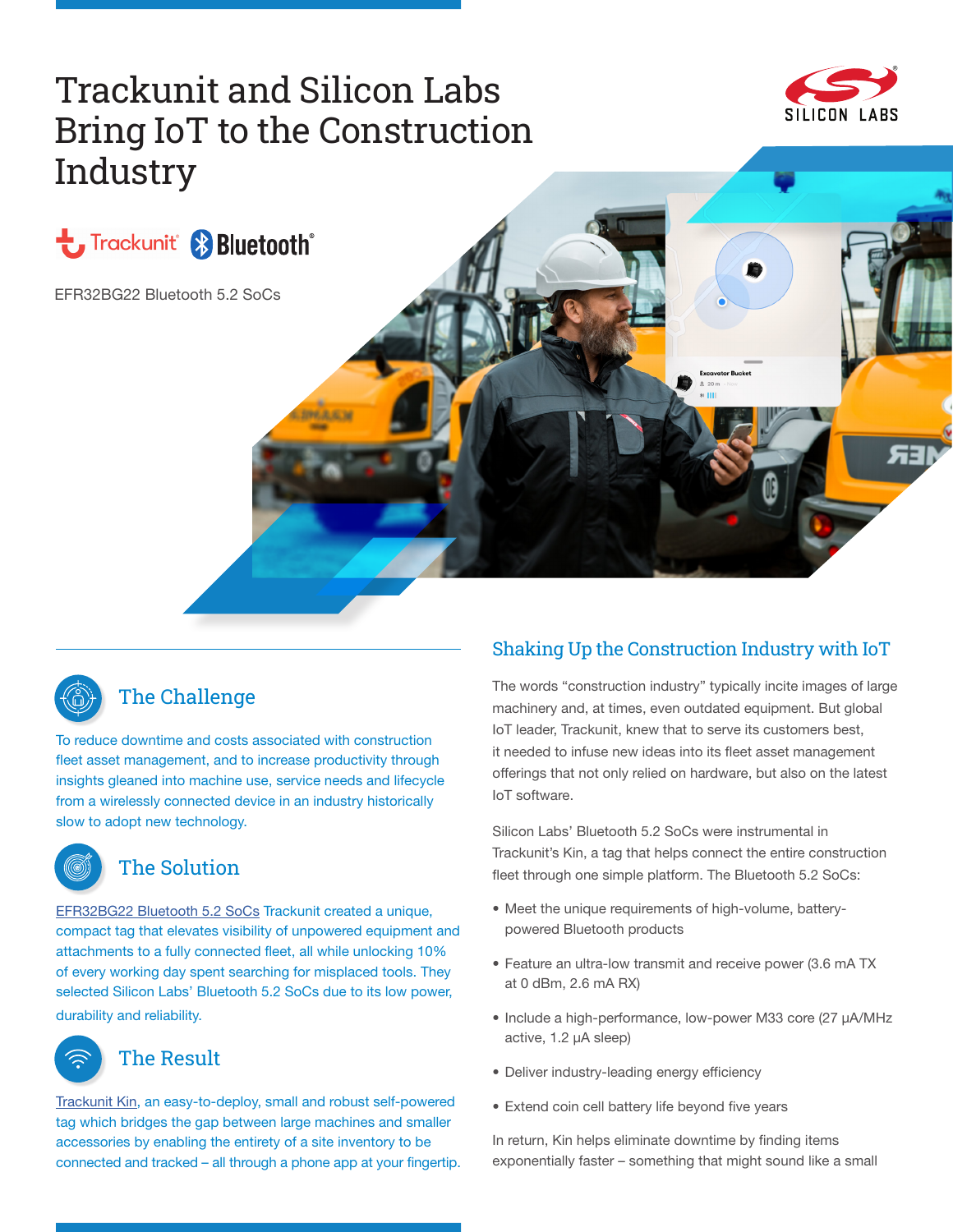# Trackunit and Silicon Labs Bring IoT to the Construction Industry

EFR32BG22 Bluetooth 5.2 SoCs

## The Challenge

To reduce downtime and costs associated with construction fleet asset management, and to increase productivity through insights gleaned into machine use, service needs and lifecycle from a wirelessly connected device in an industry historically slow to adopt new technology.

## The Solution

EFR32BG22 Bluetooth 5.2 SoCs Trackunit created a unique, compact tag that elevates visibility of unpowered equipment and attachments to a fully connected fleet, all while unlocking 10% of every working day spent searching for misplaced tools. They selected Silicon Labs' Bluetooth 5.2 SoCs due to its low power, durability and reliability.

## The Result

Trackunit Kin, an easy-to-deploy, small and robust self-powered tag which bridges the gap between large machines and smaller accessories by enabling the entirety of a site inventory to be connected and tracked – all through a phone app at your fingertip.

## Shaking Up the Construction Industry with IoT

The words "construction industry" typically incite images of large machinery and, at times, even outdated equipment. But global IoT leader, Trackunit, knew that to serve its customers best, it needed to infuse new ideas into its fleet asset management offerings that not only relied on hardware, but also on the latest IoT software.

Silicon Labs' Bluetooth 5.2 SoCs were instrumental in Trackunit's Kin, a tag that helps connect the entire construction fleet through one simple platform. The Bluetooth 5.2 SoCs:

- Meet the unique requirements of high-volume, battery-powered Bluetooth products
- Feature an ultra-low transmit and receive power (3.6 mA TX at 0 dBm, 2.6 mA RX)
- Include a high-performance, low-power M33 core (27 µA/MHz active, 1.2 µA sleep)
- Deliver industry-leading energy efficiency
- Extend coin cell battery life beyond five years

In return, Kin helps eliminate downtime by finding items exponentially faster – something that might sound like a small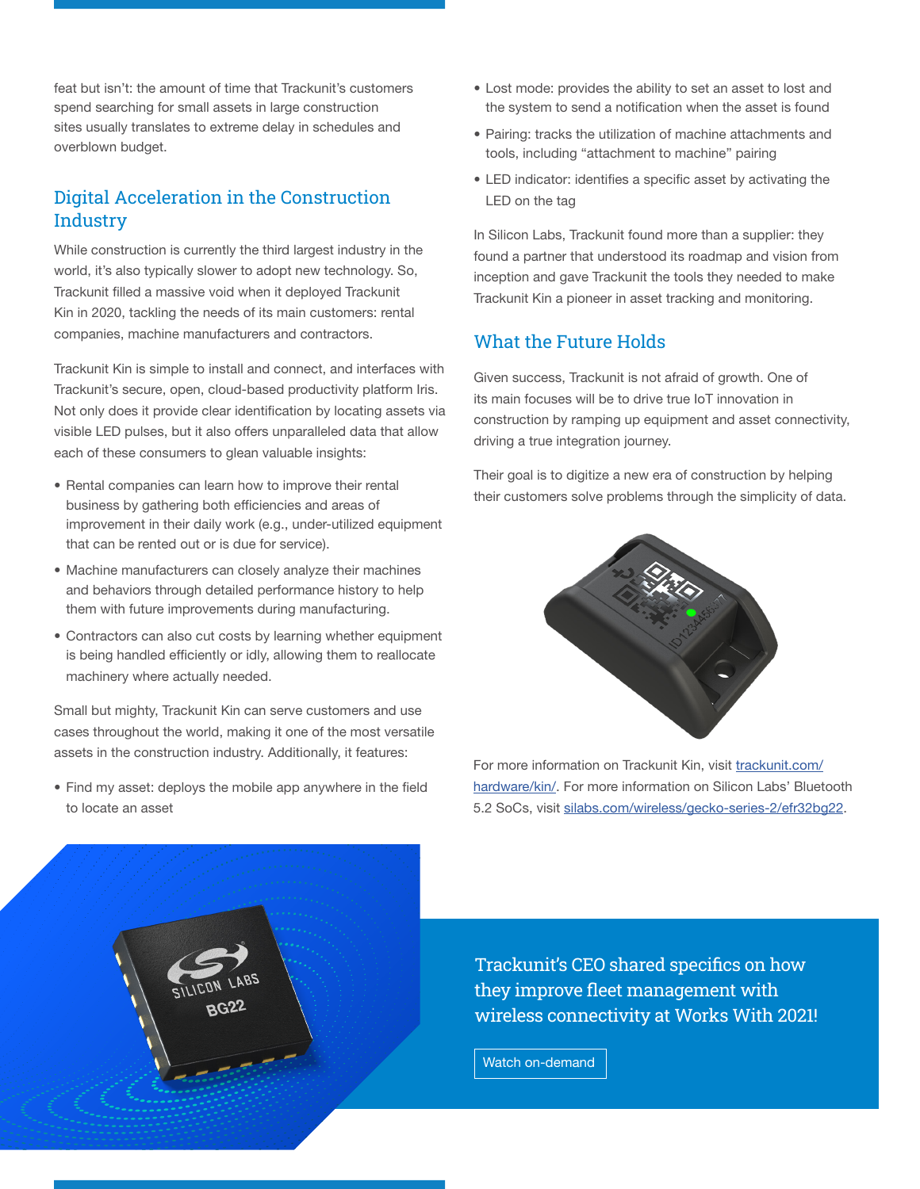feat but isn't: the amount of time that Trackunit's customers spend searching for small assets in large construction sites usually translates to extreme delay in schedules and overblown budget.

## Digital Acceleration in the Construction Industry

While construction is currently the third largest industry in the world, it's also typically slower to adopt new technology. So, Trackunit filled a massive void when it deployed Trackunit Kin in 2020, tackling the needs of its main customers: rental companies, machine manufacturers and contractors.

Trackunit Kin is simple to install and connect, and interfaces with Trackunit's secure, open, cloud-based productivity platform Iris. Not only does it provide clear identification by locating assets via visible LED pulses, but it also offers unparalleled data that allow each of these consumers to glean valuable insights:

- Rental companies can learn how to improve their rental business by gathering both efficiencies and areas of improvement in their daily work (e.g., under-utilized equipment that can be rented out or is due for service).
- Machine manufacturers can closely analyze their machines and behaviors through detailed performance history to help them with future improvements during manufacturing.
- Contractors can also cut costs by learning whether equipment is being handled efficiently or idly, allowing them to reallocate machinery where actually needed.

Small but mighty, Trackunit Kin can serve customers and use cases throughout the world, making it one of the most versatile assets in the construction industry. Additionally, it features:

- Find my asset: deploys the mobile app anywhere in the field to locate an asset
- Lost mode: provides the ability to set an asset to lost and the system to send a notification when the asset is found
- Pairing: tracks the utilization of machine attachments and tools, including "attachment to machine" pairing
- LED indicator: identifies a specific asset by activating the LED on the tag

In Silicon Labs, Trackunit found more than a supplier: they found a partner that understood its roadmap and vision from inception and gave Trackunit the tools they needed to make Trackunit Kin a pioneer in asset tracking and monitoring.

## What the Future Holds

Given success, Trackunit is not afraid of growth. One of its main focuses will be to drive true IoT innovation in construction by ramping up equipment and asset connectivity, driving a true integration journey.

Their goal is to digitize a new era of construction by helping their customers solve problems through the simplicity of data.

For more information on Trackunit Kin, visit [trackunit.com/hardware/kin/](trackunit.com/hardware/kin/). For more information on Silicon Labs' Bluetooth 5.2 SoCs, visit [silabs.com/wireless/gecko-series-2/efr32bg22](silabs.com/wireless/gecko-series-2/efr32bg22).

Trackunit's CEO shared specifics on how they improve fleet management with wireless connectivity at Works With 2021!

Watch on-demand